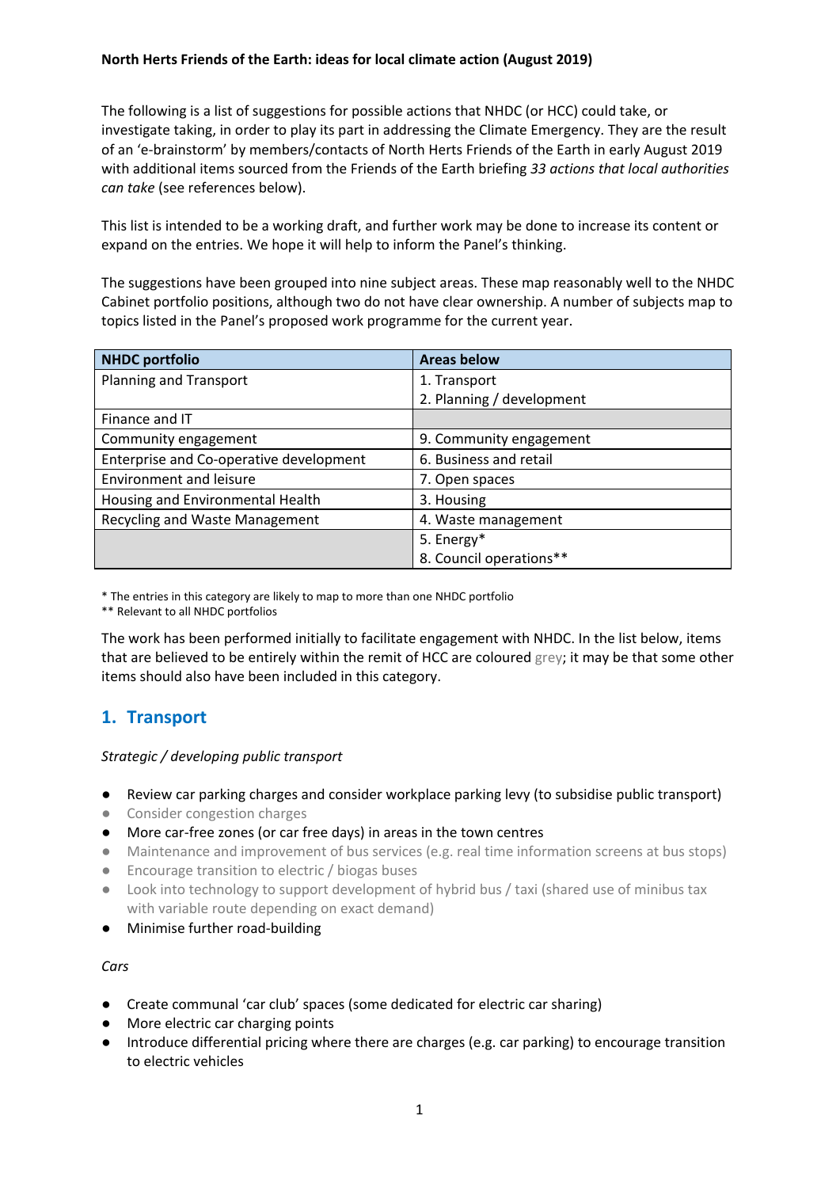**North Herts Friends of the Earth: ideas for local climate action (August 2019)**

The following is a list of suggestions for possible actions that NHDC (or HCC) could take, or investigate taking, in order to play its part in addressing the Climate Emergency. They are the result of an 'e-brainstorm' by members/contacts of North Herts Friends of the Earth in early August 2019 with additional items sourced from the Friends of the Earth briefing *33 actions that local authorities can take* (see references below).

This list is intended to be a working draft, and further work may be done to increase its content or expand on the entries. We hope it will help to inform the Panel's thinking.

The suggestions have been grouped into nine subject areas. These map reasonably well to the NHDC Cabinet portfolio positions, although two do not have clear ownership. A number of subjects map to topics listed in the Panel's proposed work programme for the current year.

| NHDC portfolio | Areas below |
|---|---|
| Planning and Transport | 1. Transport<br>2. Planning / development |
| Finance and IT | |
| Community engagement | 9. Community engagement |
| Enterprise and Co-operative development | 6. Business and retail |
| Environment and leisure | 7. Open spaces |
| Housing and Environmental Health | 3. Housing |
| Recycling and Waste Management | 4. Waste management |
| | 5. Energy*<br>8. Council operations** |

\* The entries in this category are likely to map to more than one NHDC portfolio
\*\* Relevant to all NHDC portfolios

The work has been performed initially to facilitate engagement with NHDC. In the list below, items that are believed to be entirely within the remit of HCC are coloured grey; it may be that some other items should also have been included in this category.

## 1. Transport

*Strategic / developing public transport*

- Review car parking charges and consider workplace parking levy (to subsidise public transport)
- Consider congestion charges
- More car-free zones (or car free days) in areas in the town centres
- Maintenance and improvement of bus services (e.g. real time information screens at bus stops)
- Encourage transition to electric / biogas buses
- Look into technology to support development of hybrid bus / taxi (shared use of minibus tax with variable route depending on exact demand)
- Minimise further road-building

*Cars*

- Create communal 'car club' spaces (some dedicated for electric car sharing)
- More electric car charging points
- Introduce differential pricing where there are charges (e.g. car parking) to encourage transition to electric vehicles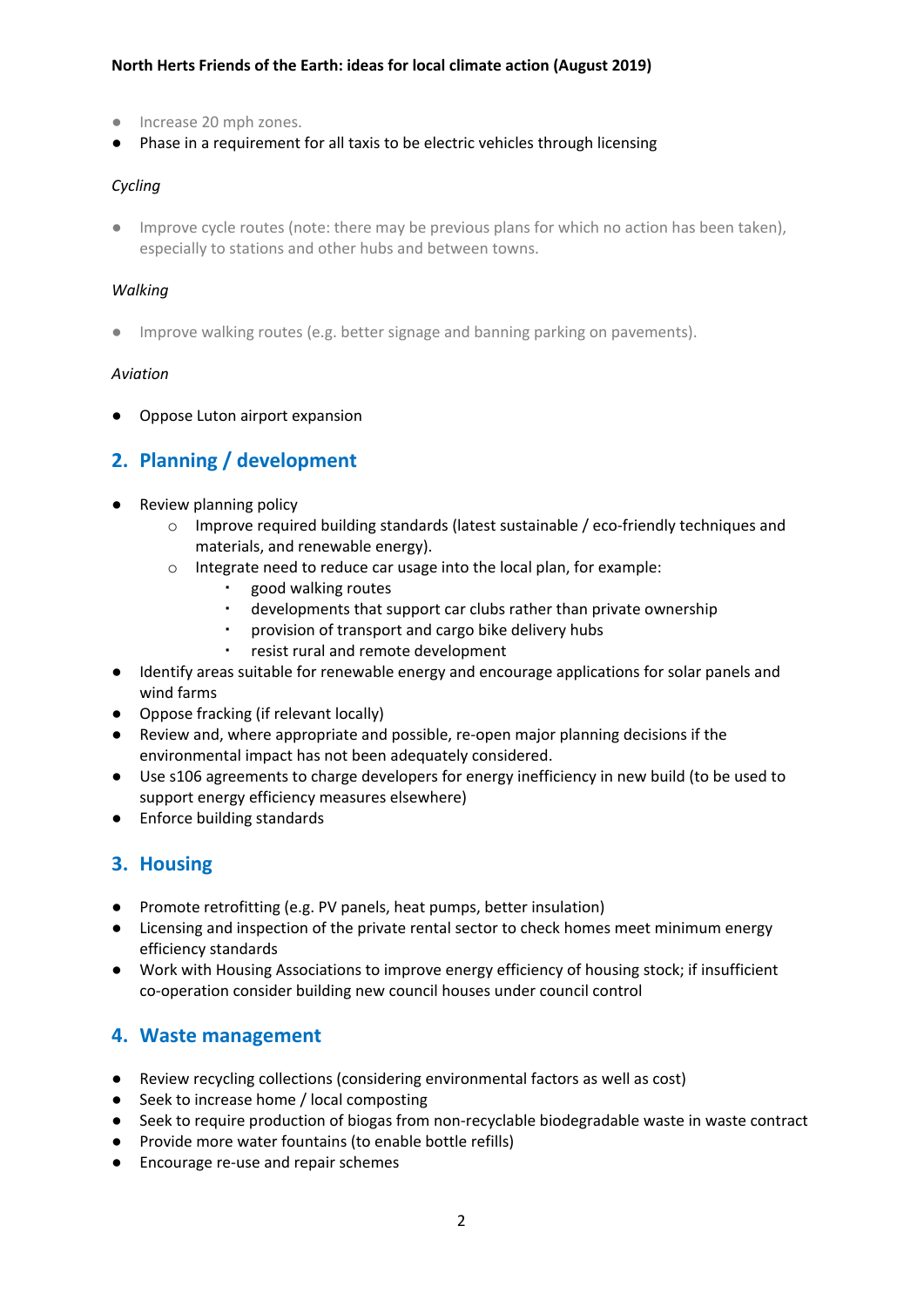- Increase 20 mph zones.
- Phase in a requirement for all taxis to be electric vehicles through licensing

*Cycling*

- Improve cycle routes (note: there may be previous plans for which no action has been taken), especially to stations and other hubs and between towns.

*Walking*

- Improve walking routes (e.g. better signage and banning parking on pavements).

*Aviation*

- Oppose Luton airport expansion

## 2. Planning / development

- Review planning policy
  - Improve required building standards (latest sustainable / eco-friendly techniques and materials, and renewable energy).
  - Integrate need to reduce car usage into the local plan, for example:
    - good walking routes
    - developments that support car clubs rather than private ownership
    - provision of transport and cargo bike delivery hubs
    - resist rural and remote development
- Identify areas suitable for renewable energy and encourage applications for solar panels and wind farms
- Oppose fracking (if relevant locally)
- Review and, where appropriate and possible, re-open major planning decisions if the environmental impact has not been adequately considered.
- Use s106 agreements to charge developers for energy inefficiency in new build (to be used to support energy efficiency measures elsewhere)
- Enforce building standards

## 3. Housing

- Promote retrofitting (e.g. PV panels, heat pumps, better insulation)
- Licensing and inspection of the private rental sector to check homes meet minimum energy efficiency standards
- Work with Housing Associations to improve energy efficiency of housing stock; if insufficient co-operation consider building new council houses under council control

## 4. Waste management

- Review recycling collections (considering environmental factors as well as cost)
- Seek to increase home / local composting
- Seek to require production of biogas from non-recyclable biodegradable waste in waste contract
- Provide more water fountains (to enable bottle refills)
- Encourage re-use and repair schemes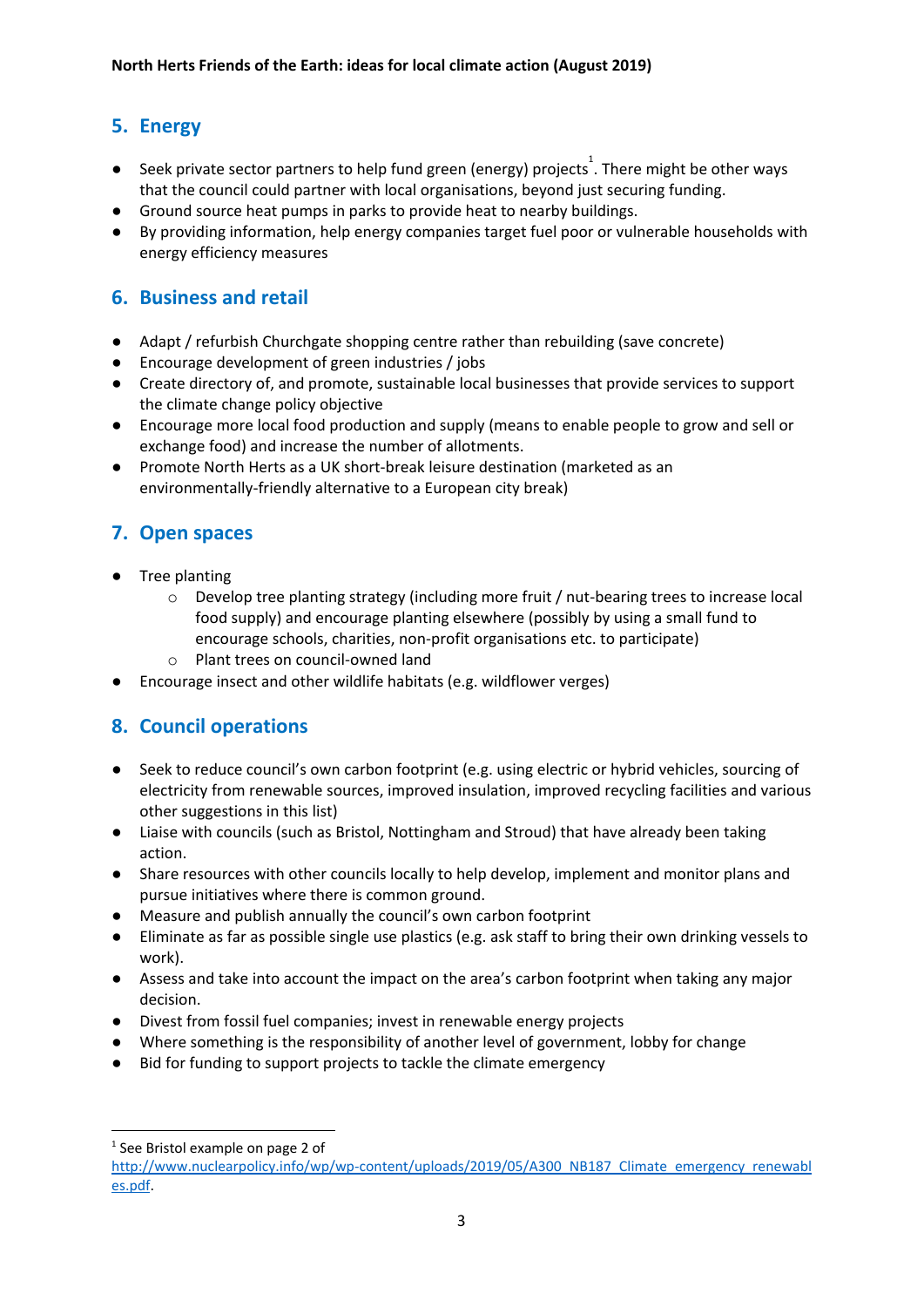## 5. Energy

- Seek private sector partners to help fund green (energy) projects[1]. There might be other ways that the council could partner with local organisations, beyond just securing funding.
- Ground source heat pumps in parks to provide heat to nearby buildings.
- By providing information, help energy companies target fuel poor or vulnerable households with energy efficiency measures

## 6. Business and retail

- Adapt / refurbish Churchgate shopping centre rather than rebuilding (save concrete)
- Encourage development of green industries / jobs
- Create directory of, and promote, sustainable local businesses that provide services to support the climate change policy objective
- Encourage more local food production and supply (means to enable people to grow and sell or exchange food) and increase the number of allotments.
- Promote North Herts as a UK short-break leisure destination (marketed as an environmentally-friendly alternative to a European city break)

## 7. Open spaces

- Tree planting
    - Develop tree planting strategy (including more fruit / nut-bearing trees to increase local food supply) and encourage planting elsewhere (possibly by using a small fund to encourage schools, charities, non-profit organisations etc. to participate)
    - Plant trees on council-owned land
- Encourage insect and other wildlife habitats (e.g. wildflower verges)

## 8. Council operations

- Seek to reduce council's own carbon footprint (e.g. using electric or hybrid vehicles, sourcing of electricity from renewable sources, improved insulation, improved recycling facilities and various other suggestions in this list)
- Liaise with councils (such as Bristol, Nottingham and Stroud) that have already been taking action.
- Share resources with other councils locally to help develop, implement and monitor plans and pursue initiatives where there is common ground.
- Measure and publish annually the council's own carbon footprint
- Eliminate as far as possible single use plastics (e.g. ask staff to bring their own drinking vessels to work).
- Assess and take into account the impact on the area's carbon footprint when taking any major decision.
- Divest from fossil fuel companies; invest in renewable energy projects
- Where something is the responsibility of another level of government, lobby for change
- Bid for funding to support projects to tackle the climate emergency

---

[1] See Bristol example on page 2 of http://www.nuclearpolicy.info/wp/wp-content/uploads/2019/05/A300_NB187_Climate_emergency_renewables.pdf.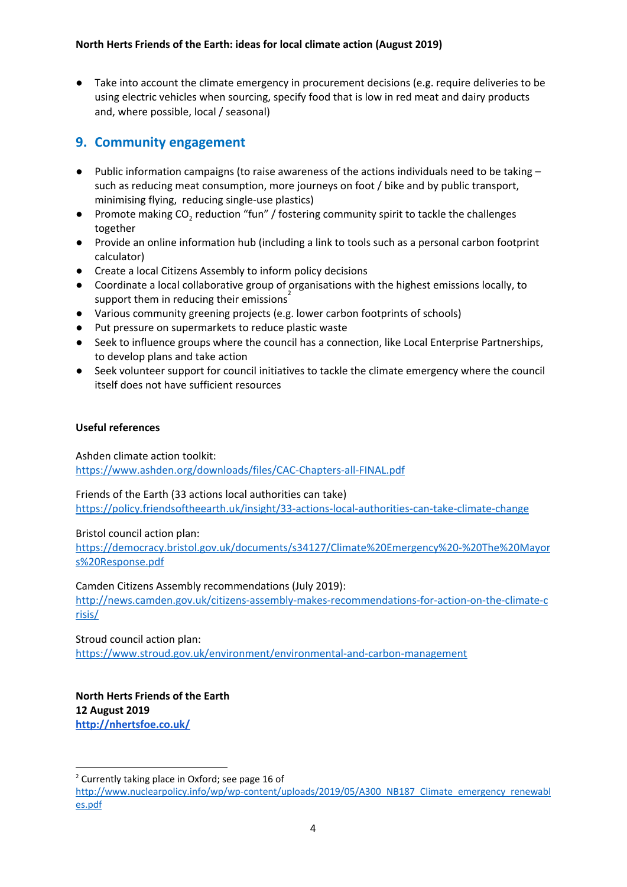- Take into account the climate emergency in procurement decisions (e.g. require deliveries to be using electric vehicles when sourcing, specify food that is low in red meat and dairy products and, where possible, local / seasonal)

## 9. Community engagement

- Public information campaigns (to raise awareness of the actions individuals need to be taking – such as reducing meat consumption, more journeys on foot / bike and by public transport, minimising flying, reducing single-use plastics)
- Promote making $CO_2$ reduction "fun" / fostering community spirit to tackle the challenges together
- Provide an online information hub (including a link to tools such as a personal carbon footprint calculator)
- Create a local Citizens Assembly to inform policy decisions
- Coordinate a local collaborative group of organisations with the highest emissions locally, to support them in reducing their emissions[2]
- Various community greening projects (e.g. lower carbon footprints of schools)
- Put pressure on supermarkets to reduce plastic waste
- Seek to influence groups where the council has a connection, like Local Enterprise Partnerships, to develop plans and take action
- Seek volunteer support for council initiatives to tackle the climate emergency where the council itself does not have sufficient resources

**Useful references**

Ashden climate action toolkit:
https://www.ashden.org/downloads/files/CAC-Chapters-all-FINAL.pdf

Friends of the Earth (33 actions local authorities can take)
https://policy.friendsoftheearth.uk/insight/33-actions-local-authorities-can-take-climate-change

Bristol council action plan:
https://democracy.bristol.gov.uk/documents/s34127/Climate%20Emergency%20-%20The%20Mayors%20Response.pdf

Camden Citizens Assembly recommendations (July 2019):
http://news.camden.gov.uk/citizens-assembly-makes-recommendations-for-action-on-the-climate-crisis/

Stroud council action plan:
https://www.stroud.gov.uk/environment/environmental-and-carbon-management

**North Herts Friends of the Earth**
**12 August 2019**
**http://nhertsfoe.co.uk/**

---

[2] Currently taking place in Oxford; see page 16 of http://www.nuclearpolicy.info/wp/wp-content/uploads/2019/05/A300_NB187_Climate_emergency_renewables.pdf